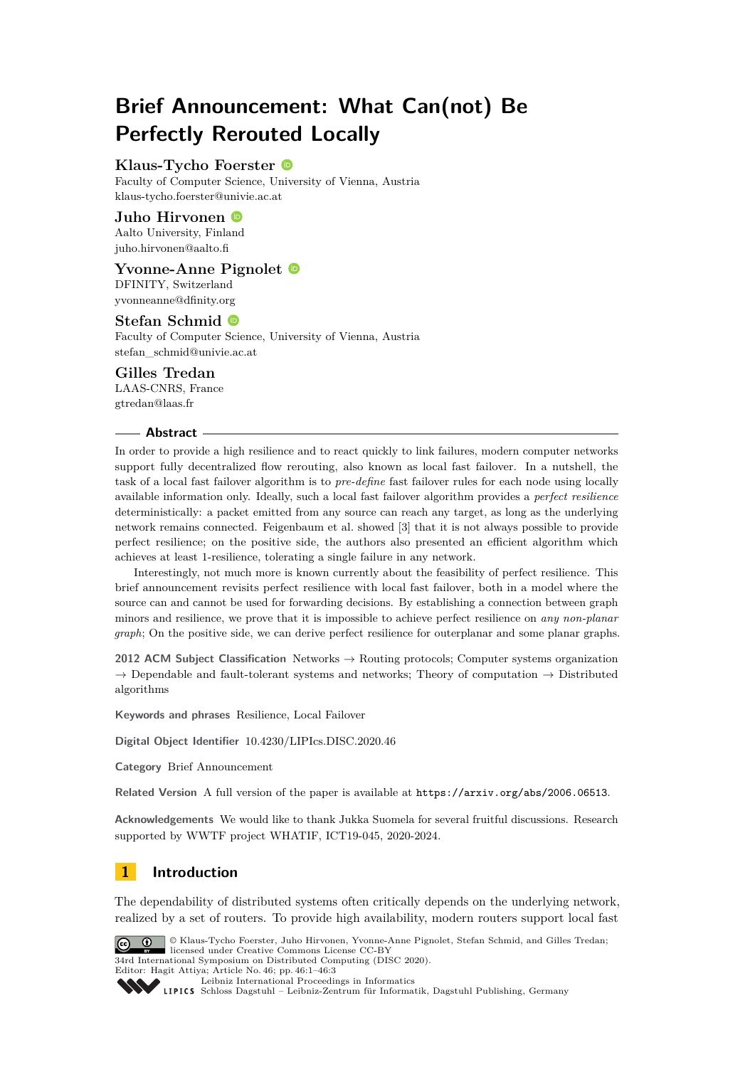# Brief Announcement: What Can(not) Be Perfectly Rerouted Locally

**Klaus-Tycho Foerster**
Faculty of Computer Science, University of Vienna, Austria
klaus-tycho.foerster@univie.ac.at

**Juho Hirvonen**
Aalto University, Finland
juho.hirvonen@aalto.fi

**Yvonne-Anne Pignolet**
DFINITY, Switzerland
yvonneanne@dfinity.org

**Stefan Schmid**
Faculty of Computer Science, University of Vienna, Austria
stefan_schmid@univie.ac.at

**Gilles Tredan**
LAAS-CNRS, France
gtredan@laas.fr

## Abstract

In order to provide a high resilience and to react quickly to link failures, modern computer networks support fully decentralized flow rerouting, also known as local fast failover. In a nutshell, the task of a local fast failover algorithm is to *pre-define* fast failover rules for each node using locally available information only. Ideally, such a local fast failover algorithm provides a *perfect resilience* deterministically: a packet emitted from any source can reach any target, as long as the underlying network remains connected. Feigenbaum et al. showed [3] that it is not always possible to provide perfect resilience; on the positive side, the authors also presented an efficient algorithm which achieves at least 1-resilience, tolerating a single failure in any network.

Interestingly, not much more is known currently about the feasibility of perfect resilience. This brief announcement revisits perfect resilience with local fast failover, both in a model where the source can and cannot be used for forwarding decisions. By establishing a connection between graph minors and resilience, we prove that it is impossible to achieve perfect resilience on *any non-planar graph*; On the positive side, we can derive perfect resilience for outerplanar and some planar graphs.

**2012 ACM Subject Classification** Networks → Routing protocols; Computer systems organization → Dependable and fault-tolerant systems and networks; Theory of computation → Distributed algorithms

**Keywords and phrases** Resilience, Local Failover

**Digital Object Identifier** 10.4230/LIPIcs.DISC.2020.46

**Category** Brief Announcement

**Related Version** A full version of the paper is available at https://arxiv.org/abs/2006.06513.

**Acknowledgements** We would like to thank Jukka Suomela for several fruitful discussions. Research supported by WWTF project WHATIF, ICT19-045, 2020-2024.

## 1 Introduction

The dependability of distributed systems often critically depends on the underlying network, realized by a set of routers. To provide high availability, modern routers support local fast

© Klaus-Tycho Foerster, Juho Hirvonen, Yvonne-Anne Pignolet, Stefan Schmid, and Gilles Tredan; licensed under Creative Commons License CC-BY
34rd International Symposium on Distributed Computing (DISC 2020).
Editor: Hagit Attiya; Article No. 46; pp. 46:1–46:3
Leibniz International Proceedings in Informatics
Schloss Dagstuhl – Leibniz-Zentrum für Informatik, Dagstuhl Publishing, Germany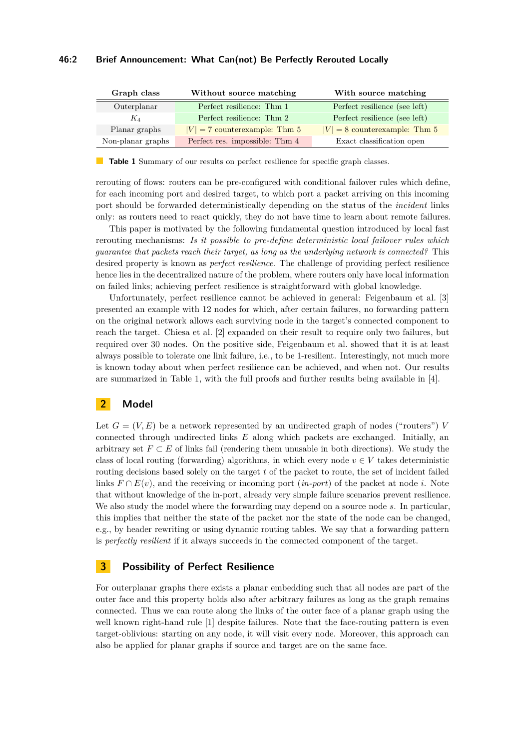| Graph class | Without source matching | With source matching |
|---|---|---|
| Outerplanar | Perfect resilience: Thm 1 | Perfect resilience (see left) |
| $K_4$ | Perfect resilience: Thm 2 | Perfect resilience (see left) |
| Planar graphs | $\lvert V \rvert = 7$ counterexample: Thm 5 | $\lvert V \rvert = 8$ counterexample: Thm 5 |
| Non-planar graphs | Perfect res. impossible: Thm 4 | Exact classification open |

**Table 1** Summary of our results on perfect resilience for specific graph classes.

rerouting of flows: routers can be pre-configured with conditional failover rules which define, for each incoming port and desired target, to which port a packet arriving on this incoming port should be forwarded deterministically depending on the status of the *incident* links only: as routers need to react quickly, they do not have time to learn about remote failures.

This paper is motivated by the following fundamental question introduced by local fast rerouting mechanisms: *Is it possible to pre-define deterministic local failover rules which guarantee that packets reach their target, as long as the underlying network is connected?* This desired property is known as *perfect resilience*. The challenge of providing perfect resilience hence lies in the decentralized nature of the problem, where routers only have local information on failed links; achieving perfect resilience is straightforward with global knowledge.

Unfortunately, perfect resilience cannot be achieved in general: Feigenbaum et al. [3] presented an example with 12 nodes for which, after certain failures, no forwarding pattern on the original network allows each surviving node in the target's connected component to reach the target. Chiesa et al. [2] expanded on their result to require only two failures, but required over 30 nodes. On the positive side, Feigenbaum et al. showed that it is at least always possible to tolerate one link failure, i.e., to be 1-resilient. Interestingly, not much more is known today about when perfect resilience can be achieved, and when not. Our results are summarized in Table 1, with the full proofs and further results being available in [4].

## 2 Model

Let $G = (V, E)$ be a network represented by an undirected graph of nodes ("routers") $V$ connected through undirected links $E$ along which packets are exchanged. Initially, an arbitrary set $F \subset E$ of links fail (rendering them unusable in both directions). We study the class of local routing (forwarding) algorithms, in which every node $v \in V$ takes deterministic routing decisions based solely on the target $t$ of the packet to route, the set of incident failed links $F \cap E(v)$, and the receiving or incoming port (*in-port*) of the packet at node $i$. Note that without knowledge of the in-port, already very simple failure scenarios prevent resilience. We also study the model where the forwarding may depend on a source node $s$. In particular, this implies that neither the state of the packet nor the state of the node can be changed, e.g., by header rewriting or using dynamic routing tables. We say that a forwarding pattern is *perfectly resilient* if it always succeeds in the connected component of the target.

## 3 Possibility of Perfect Resilience

For outerplanar graphs there exists a planar embedding such that all nodes are part of the outer face and this property holds also after arbitrary failures as long as the graph remains connected. Thus we can route along the links of the outer face of a planar graph using the well known right-hand rule [1] despite failures. Note that the face-routing pattern is even target-oblivious: starting on any node, it will visit every node. Moreover, this approach can also be applied for planar graphs if source and target are on the same face.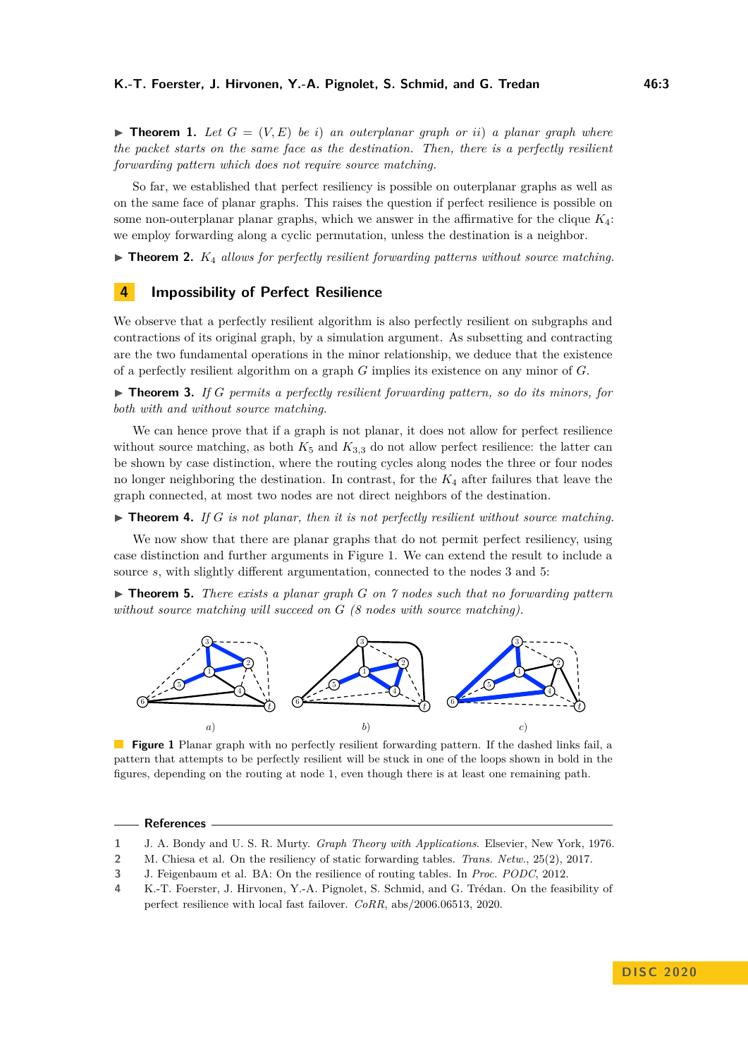▶ **Theorem 1.** *Let $G = (V, E)$ be i) an outerplanar graph or ii) a planar graph where the packet starts on the same face as the destination. Then, there is a perfectly resilient forwarding pattern which does not require source matching.*

So far, we established that perfect resiliency is possible on outerplanar graphs as well as on the same face of planar graphs. This raises the question if perfect resilience is possible on some non-outerplanar planar graphs, which we answer in the affirmative for the clique $K_4$: we employ forwarding along a cyclic permutation, unless the destination is a neighbor.

▶ **Theorem 2.** *$K_4$ allows for perfectly resilient forwarding patterns without source matching.*

## 4 Impossibility of Perfect Resilience

We observe that a perfectly resilient algorithm is also perfectly resilient on subgraphs and contractions of its original graph, by a simulation argument. As subsetting and contracting are the two fundamental operations in the minor relationship, we deduce that the existence of a perfectly resilient algorithm on a graph $G$ implies its existence on any minor of $G$.

▶ **Theorem 3.** *If $G$ permits a perfectly resilient forwarding pattern, so do its minors, for both with and without source matching.*

We can hence prove that if a graph is not planar, it does not allow for perfect resilience without source matching, as both $K_5$ and $K_{3,3}$ do not allow perfect resilience: the latter can be shown by case distinction, where the routing cycles along nodes the three or four nodes no longer neighboring the destination. In contrast, for the $K_4$ after failures that leave the graph connected, at most two nodes are not direct neighbors of the destination.

▶ **Theorem 4.** *If $G$ is not planar, then it is not perfectly resilient without source matching.*

We now show that there are planar graphs that do not permit perfect resiliency, using case distinction and further arguments in Figure 1. We can extend the result to include a source $s$, with slightly different argumentation, connected to the nodes 3 and 5:

▶ **Theorem 5.** *There exists a planar graph $G$ on 7 nodes such that no forwarding pattern without source matching will succeed on $G$ (8 nodes with source matching).*

a)

b)

c)

**Figure 1** Planar graph with no perfectly resilient forwarding pattern. If the dashed links fail, a pattern that attempts to be perfectly resilient will be stuck in one of the loops shown in bold in the figures, depending on the routing at node 1, even though there is at least one remaining path.

## References

1. J. A. Bondy and U. S. R. Murty. *Graph Theory with Applications*. Elsevier, New York, 1976.
2. M. Chiesa et al. On the resiliency of static forwarding tables. *Trans. Netw.*, 25(2), 2017.
3. J. Feigenbaum et al. BA: On the resilience of routing tables. In *Proc. PODC*, 2012.
4. K.-T. Foerster, J. Hirvonen, Y.-A. Pignolet, S. Schmid, and G. Trédan. On the feasibility of perfect resilience with local fast failover. *CoRR*, abs/2006.06513, 2020.